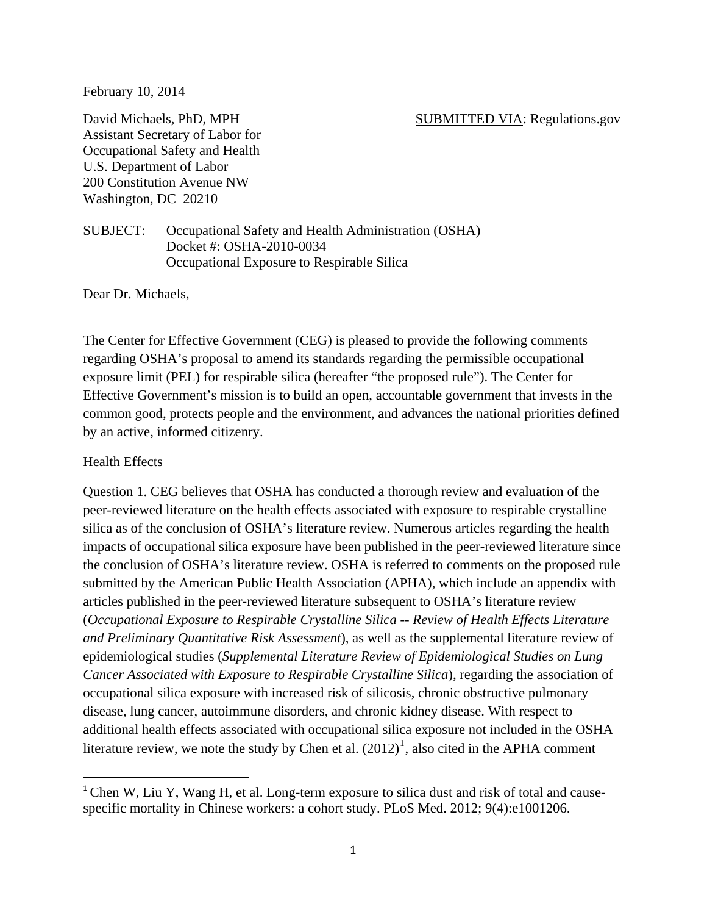February 10, 2014

David Michaels, PhD, MPH
Assistant Secretary of Labor for
Occupational Safety and Health
U.S. Department of Labor
200 Constitution Avenue NW
Washington, DC 20210

SUBMITTED VIA: Regulations.gov

SUBJECT: Occupational Safety and Health Administration (OSHA)
Docket #: OSHA-2010-0034
Occupational Exposure to Respirable Silica

Dear Dr. Michaels,

The Center for Effective Government (CEG) is pleased to provide the following comments regarding OSHA's proposal to amend its standards regarding the permissible occupational exposure limit (PEL) for respirable silica (hereafter "the proposed rule"). The Center for Effective Government's mission is to build an open, accountable government that invests in the common good, protects people and the environment, and advances the national priorities defined by an active, informed citizenry.

Health Effects

Question 1. CEG believes that OSHA has conducted a thorough review and evaluation of the peer-reviewed literature on the health effects associated with exposure to respirable crystalline silica as of the conclusion of OSHA's literature review. Numerous articles regarding the health impacts of occupational silica exposure have been published in the peer-reviewed literature since the conclusion of OSHA's literature review. OSHA is referred to comments on the proposed rule submitted by the American Public Health Association (APHA), which include an appendix with articles published in the peer-reviewed literature subsequent to OSHA's literature review (*Occupational Exposure to Respirable Crystalline Silica -- Review of Health Effects Literature and Preliminary Quantitative Risk Assessment*), as well as the supplemental literature review of epidemiological studies (*Supplemental Literature Review of Epidemiological Studies on Lung Cancer Associated with Exposure to Respirable Crystalline Silica*), regarding the association of occupational silica exposure with increased risk of silicosis, chronic obstructive pulmonary disease, lung cancer, autoimmune disorders, and chronic kidney disease. With respect to additional health effects associated with occupational silica exposure not included in the OSHA literature review, we note the study by Chen et al. (2012)[1], also cited in the APHA comment

[1] Chen W, Liu Y, Wang H, et al. Long-term exposure to silica dust and risk of total and cause-specific mortality in Chinese workers: a cohort study. PLoS Med. 2012; 9(4):e1001206.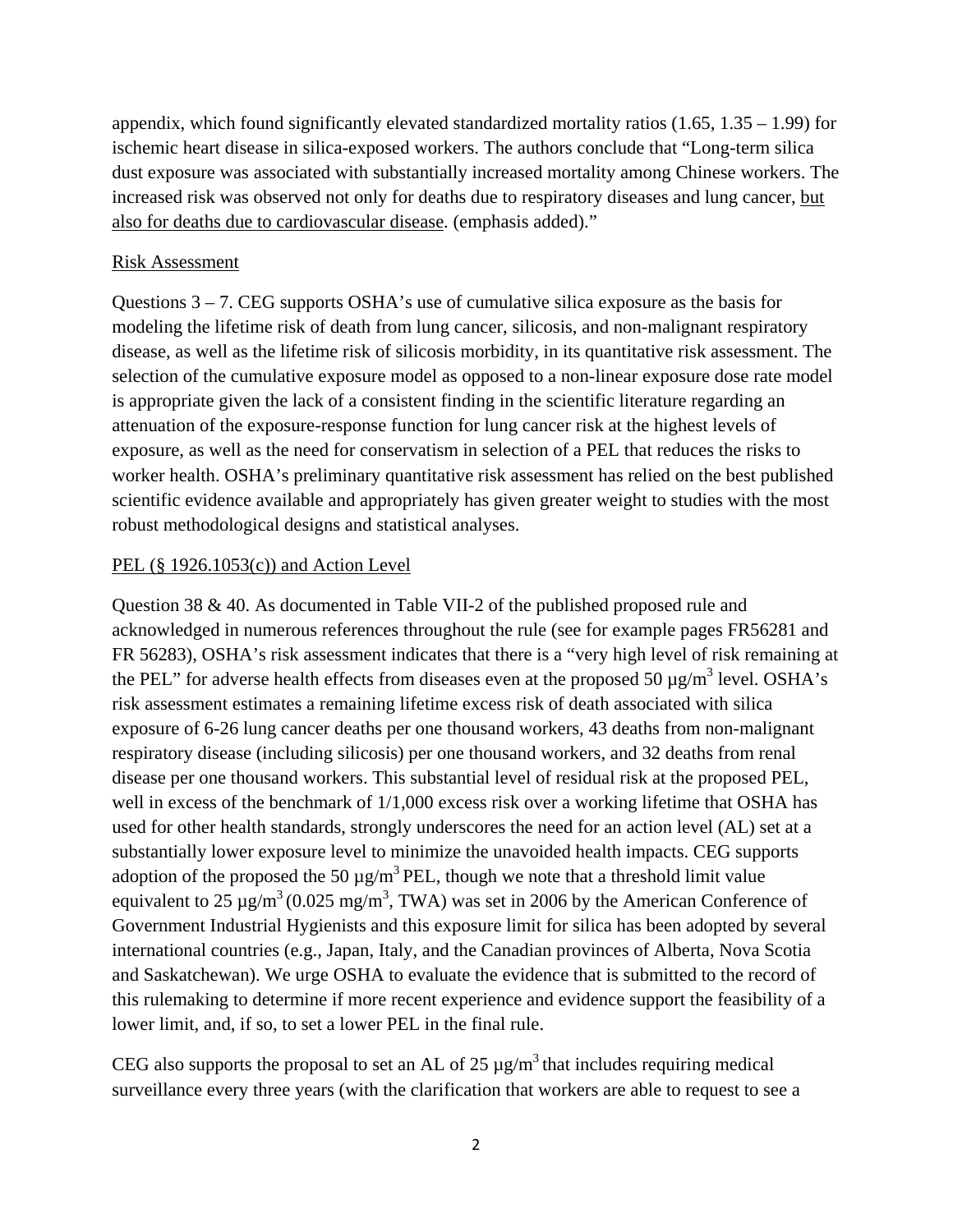appendix, which found significantly elevated standardized mortality ratios (1.65, 1.35 – 1.99) for ischemic heart disease in silica-exposed workers. The authors conclude that "Long-term silica dust exposure was associated with substantially increased mortality among Chinese workers. The increased risk was observed not only for deaths due to respiratory diseases and lung cancer, but also for deaths due to cardiovascular disease. (emphasis added)."

Risk Assessment

Questions 3 – 7. CEG supports OSHA's use of cumulative silica exposure as the basis for modeling the lifetime risk of death from lung cancer, silicosis, and non-malignant respiratory disease, as well as the lifetime risk of silicosis morbidity, in its quantitative risk assessment. The selection of the cumulative exposure model as opposed to a non-linear exposure dose rate model is appropriate given the lack of a consistent finding in the scientific literature regarding an attenuation of the exposure-response function for lung cancer risk at the highest levels of exposure, as well as the need for conservatism in selection of a PEL that reduces the risks to worker health. OSHA's preliminary quantitative risk assessment has relied on the best published scientific evidence available and appropriately has given greater weight to studies with the most robust methodological designs and statistical analyses.

PEL (§ 1926.1053(c)) and Action Level

Question 38 & 40. As documented in Table VII-2 of the published proposed rule and acknowledged in numerous references throughout the rule (see for example pages FR56281 and FR 56283), OSHA's risk assessment indicates that there is a "very high level of risk remaining at the PEL" for adverse health effects from diseases even at the proposed 50 $\mu g/m^3$ level. OSHA's risk assessment estimates a remaining lifetime excess risk of death associated with silica exposure of 6-26 lung cancer deaths per one thousand workers, 43 deaths from non-malignant respiratory disease (including silicosis) per one thousand workers, and 32 deaths from renal disease per one thousand workers. This substantial level of residual risk at the proposed PEL, well in excess of the benchmark of 1/1,000 excess risk over a working lifetime that OSHA has used for other health standards, strongly underscores the need for an action level (AL) set at a substantially lower exposure level to minimize the unavoided health impacts. CEG supports adoption of the proposed the 50 $\mu g/m^3$ PEL, though we note that a threshold limit value equivalent to 25 $\mu g/m^3$ (0.025 $mg/m^3$, TWA) was set in 2006 by the American Conference of Government Industrial Hygienists and this exposure limit for silica has been adopted by several international countries (e.g., Japan, Italy, and the Canadian provinces of Alberta, Nova Scotia and Saskatchewan). We urge OSHA to evaluate the evidence that is submitted to the record of this rulemaking to determine if more recent experience and evidence support the feasibility of a lower limit, and, if so, to set a lower PEL in the final rule.

CEG also supports the proposal to set an AL of 25 $\mu g/m^3$ that includes requiring medical surveillance every three years (with the clarification that workers are able to request to see a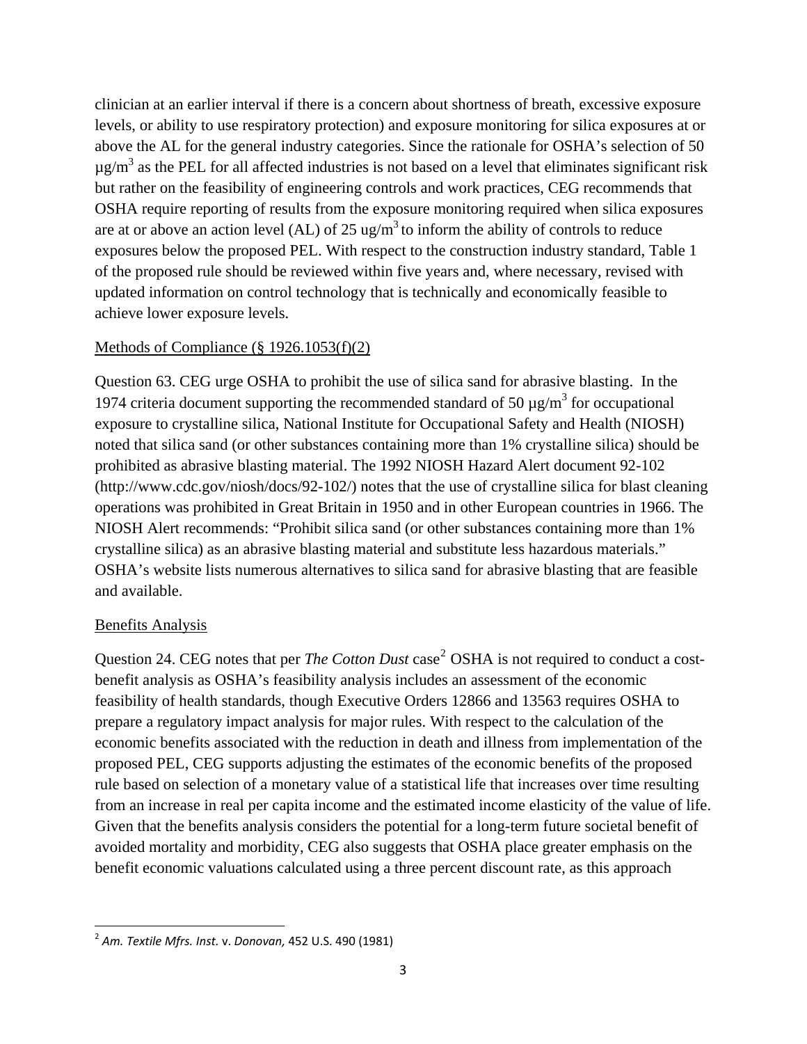clinician at an earlier interval if there is a concern about shortness of breath, excessive exposure levels, or ability to use respiratory protection) and exposure monitoring for silica exposures at or above the AL for the general industry categories. Since the rationale for OSHA's selection of 50 $\mu g/m^3$ as the PEL for all affected industries is not based on a level that eliminates significant risk but rather on the feasibility of engineering controls and work practices, CEG recommends that OSHA require reporting of results from the exposure monitoring required when silica exposures are at or above an action level (AL) of 25 $ug/m^3$ to inform the ability of controls to reduce exposures below the proposed PEL. With respect to the construction industry standard, Table 1 of the proposed rule should be reviewed within five years and, where necessary, revised with updated information on control technology that is technically and economically feasible to achieve lower exposure levels.

Methods of Compliance (§ 1926.1053(f)(2)

Question 63. CEG urge OSHA to prohibit the use of silica sand for abrasive blasting. In the 1974 criteria document supporting the recommended standard of 50 $\mu g/m^3$ for occupational exposure to crystalline silica, National Institute for Occupational Safety and Health (NIOSH) noted that silica sand (or other substances containing more than 1% crystalline silica) should be prohibited as abrasive blasting material. The 1992 NIOSH Hazard Alert document 92-102 (http://www.cdc.gov/niosh/docs/92-102/) notes that the use of crystalline silica for blast cleaning operations was prohibited in Great Britain in 1950 and in other European countries in 1966. The NIOSH Alert recommends: "Prohibit silica sand (or other substances containing more than 1% crystalline silica) as an abrasive blasting material and substitute less hazardous materials." OSHA's website lists numerous alternatives to silica sand for abrasive blasting that are feasible and available.

Benefits Analysis

Question 24. CEG notes that per *The Cotton Dust* case[2] OSHA is not required to conduct a cost-benefit analysis as OSHA's feasibility analysis includes an assessment of the economic feasibility of health standards, though Executive Orders 12866 and 13563 requires OSHA to prepare a regulatory impact analysis for major rules. With respect to the calculation of the economic benefits associated with the reduction in death and illness from implementation of the proposed PEL, CEG supports adjusting the estimates of the economic benefits of the proposed rule based on selection of a monetary value of a statistical life that increases over time resulting from an increase in real per capita income and the estimated income elasticity of the value of life. Given that the benefits analysis considers the potential for a long-term future societal benefit of avoided mortality and morbidity, CEG also suggests that OSHA place greater emphasis on the benefit economic valuations calculated using a three percent discount rate, as this approach

[2] *Am. Textile Mfrs. Inst.* v. *Donovan,* 452 U.S. 490 (1981)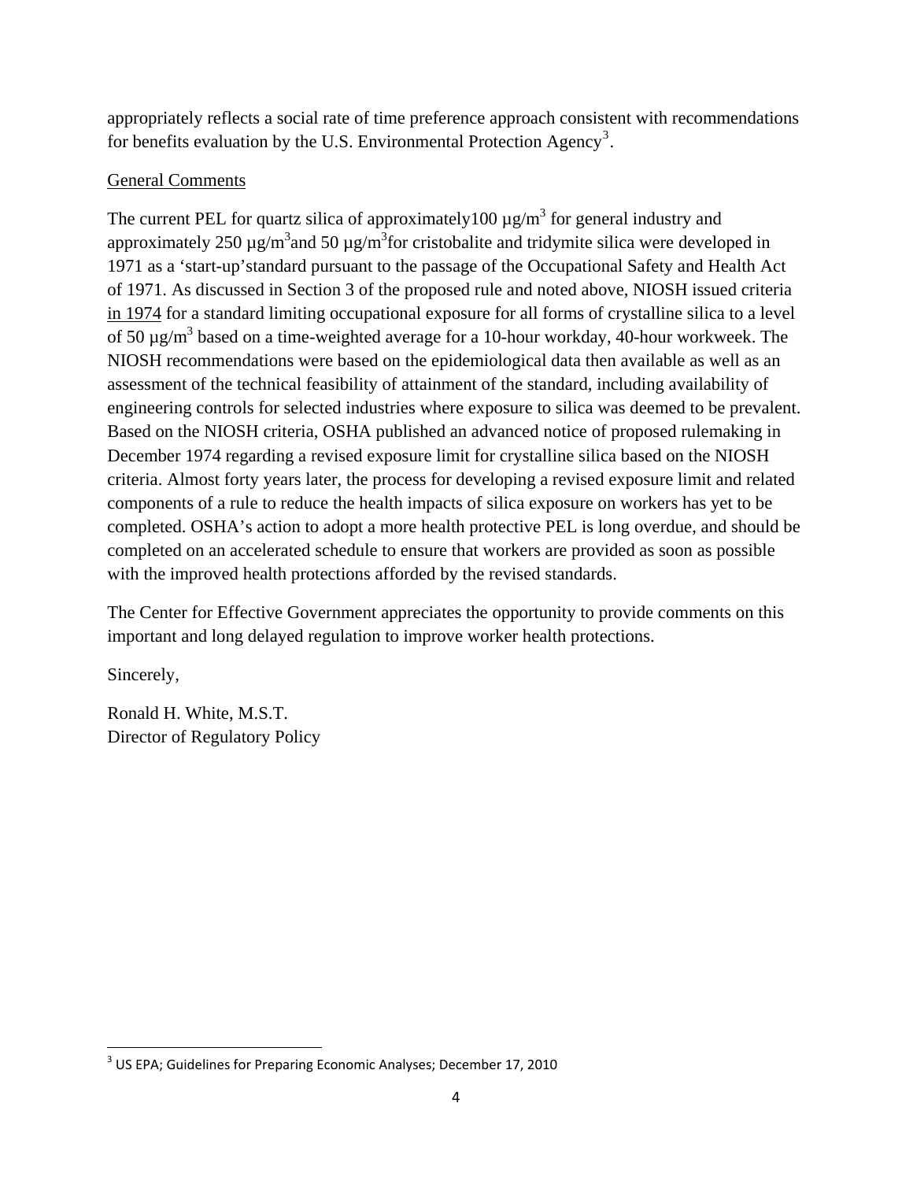appropriately reflects a social rate of time preference approach consistent with recommendations for benefits evaluation by the U.S. Environmental Protection Agency[3].

General Comments

The current PEL for quartz silica of approximately100 $\mu g/m^3$ for general industry and approximately 250 $\mu g/m^3$and 50 $\mu g/m^3$for cristobalite and tridymite silica were developed in 1971 as a 'start-up'standard pursuant to the passage of the Occupational Safety and Health Act of 1971. As discussed in Section 3 of the proposed rule and noted above, NIOSH issued criteria in 1974 for a standard limiting occupational exposure for all forms of crystalline silica to a level of 50 $\mu g/m^3$ based on a time-weighted average for a 10-hour workday, 40-hour workweek. The NIOSH recommendations were based on the epidemiological data then available as well as an assessment of the technical feasibility of attainment of the standard, including availability of engineering controls for selected industries where exposure to silica was deemed to be prevalent. Based on the NIOSH criteria, OSHA published an advanced notice of proposed rulemaking in December 1974 regarding a revised exposure limit for crystalline silica based on the NIOSH criteria. Almost forty years later, the process for developing a revised exposure limit and related components of a rule to reduce the health impacts of silica exposure on workers has yet to be completed. OSHA's action to adopt a more health protective PEL is long overdue, and should be completed on an accelerated schedule to ensure that workers are provided as soon as possible with the improved health protections afforded by the revised standards.

The Center for Effective Government appreciates the opportunity to provide comments on this important and long delayed regulation to improve worker health protections.

Sincerely,

Ronald H. White, M.S.T.
Director of Regulatory Policy

[3] US EPA; Guidelines for Preparing Economic Analyses; December 17, 2010